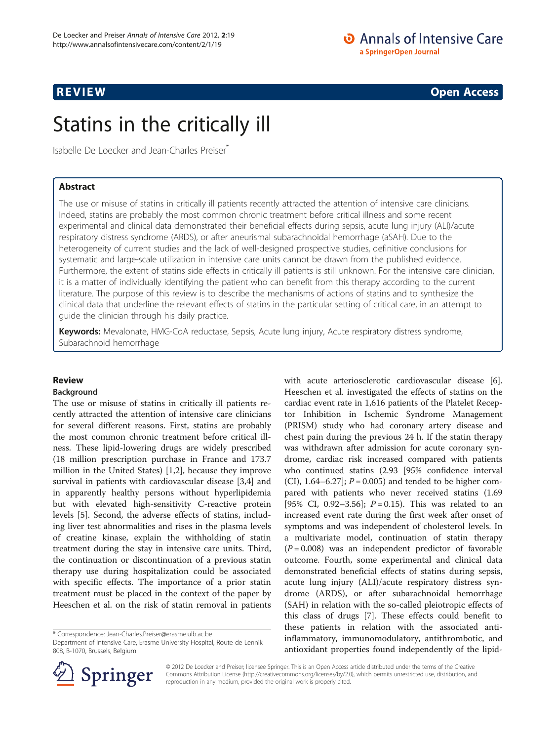REVIEW **Open Access**

# Statins in the critically ill

Isabelle De Loecker and Jean-Charles Preiser*

## Abstract

The use or misuse of statins in critically ill patients recently attracted the attention of intensive care clinicians. Indeed, statins are probably the most common chronic treatment before critical illness and some recent experimental and clinical data demonstrated their beneficial effects during sepsis, acute lung injury (ALI)/acute respiratory distress syndrome (ARDS), or after aneurismal subarachnoidal hemorrhage (aSAH). Due to the heterogeneity of current studies and the lack of well-designed prospective studies, definitive conclusions for systematic and large-scale utilization in intensive care units cannot be drawn from the published evidence. Furthermore, the extent of statins side effects in critically ill patients is still unknown. For the intensive care clinician, it is a matter of individually identifying the patient who can benefit from this therapy according to the current literature. The purpose of this review is to describe the mechanisms of actions of statins and to synthesize the clinical data that underline the relevant effects of statins in the particular setting of critical care, in an attempt to guide the clinician through his daily practice.

**Keywords:** Mevalonate, HMG-CoA reductase, Sepsis, Acute lung injury, Acute respiratory distress syndrome, Subarachnoid hemorrhage

## Review

### Background

The use or misuse of statins in critically ill patients recently attracted the attention of intensive care clinicians for several different reasons. First, statins are probably the most common chronic treatment before critical illness. These lipid-lowering drugs are widely prescribed (18 million prescription purchase in France and 173.7 million in the United States) [1,2], because they improve survival in patients with cardiovascular disease [3,4] and in apparently healthy persons without hyperlipidemia but with elevated high-sensitivity C-reactive protein levels [5]. Second, the adverse effects of statins, including liver test abnormalities and rises in the plasma levels of creatine kinase, explain the withholding of statin treatment during the stay in intensive care units. Third, the continuation or discontinuation of a previous statin therapy use during hospitalization could be associated with specific effects. The importance of a prior statin treatment must be placed in the context of the paper by Heeschen et al. on the risk of statin removal in patients with acute arteriosclerotic cardiovascular disease [6]. Heeschen et al. investigated the effects of statins on the cardiac event rate in 1,616 patients of the Platelet Receptor Inhibition in Ischemic Syndrome Management (PRISM) study who had coronary artery disease and chest pain during the previous 24 h. If the statin therapy was withdrawn after admission for acute coronary syndrome, cardiac risk increased compared with patients who continued statins (2.93 [95% confidence interval (CI), 1.64–6.27]; $P = 0.005$) and tended to be higher compared with patients who never received statins (1.69 [95% CI, 0.92–3.56]; $P = 0.15$). This was related to an increased event rate during the first week after onset of symptoms and was independent of cholesterol levels. In a multivariate model, continuation of statin therapy ($P = 0.008$) was an independent predictor of favorable outcome. Fourth, some experimental and clinical data demonstrated beneficial effects of statins during sepsis, acute lung injury (ALI)/acute respiratory distress syndrome (ARDS), or after subarachnoidal hemorrhage (SAH) in relation with the so-called pleiotropic effects of this class of drugs [7]. These effects could benefit to these patients in relation with the associated anti-inflammatory, immunomodulatory, antithrombotic, and antioxidant properties found independently of the lipid-

* Correspondence: Jean-Charles.Preiser@erasme.ulb.ac.be
Department of Intensive Care, Erasme University Hospital, Route de Lennik 808, B-1070, Brussels, Belgium

© 2012 De Loecker and Preiser; licensee Springer. This is an Open Access article distributed under the terms of the Creative Commons Attribution License (http://creativecommons.org/licenses/by/2.0), which permits unrestricted use, distribution, and reproduction in any medium, provided the original work is properly cited.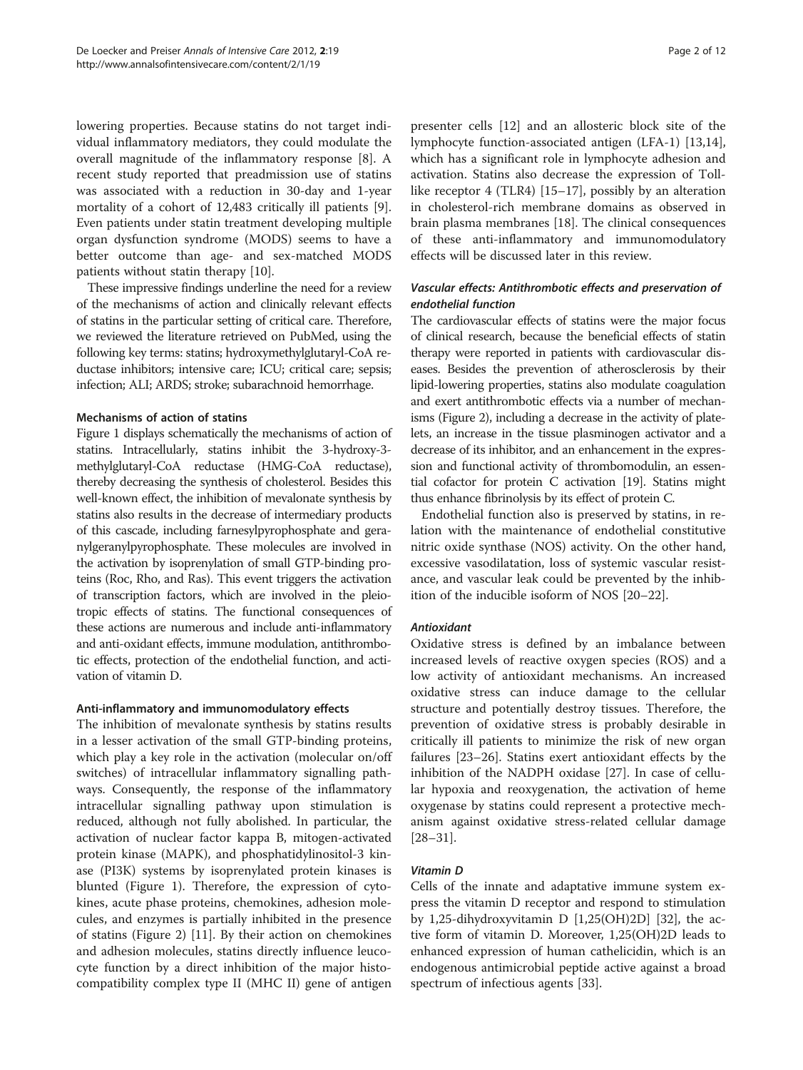lowering properties. Because statins do not target individual inflammatory mediators, they could modulate the overall magnitude of the inflammatory response [8]. A recent study reported that preadmission use of statins was associated with a reduction in 30-day and 1-year mortality of a cohort of 12,483 critically ill patients [9]. Even patients under statin treatment developing multiple organ dysfunction syndrome (MODS) seems to have a better outcome than age- and sex-matched MODS patients without statin therapy [10].

These impressive findings underline the need for a review of the mechanisms of action and clinically relevant effects of statins in the particular setting of critical care. Therefore, we reviewed the literature retrieved on PubMed, using the following key terms: statins; hydroxymethylglutaryl-CoA reductase inhibitors; intensive care; ICU; critical care; sepsis; infection; ALI; ARDS; stroke; subarachnoid hemorrhage.

## Mechanisms of action of statins

Figure 1 displays schematically the mechanisms of action of statins. Intracellularly, statins inhibit the 3-hydroxy-3-methylglutaryl-CoA reductase (HMG-CoA reductase), thereby decreasing the synthesis of cholesterol. Besides this well-known effect, the inhibition of mevalonate synthesis by statins also results in the decrease of intermediary products of this cascade, including farnesylpyrophosphate and geranylgeranylpyrophosphate. These molecules are involved in the activation by isoprenylation of small GTP-binding proteins (Roc, Rho, and Ras). This event triggers the activation of transcription factors, which are involved in the pleiotropic effects of statins. The functional consequences of these actions are numerous and include anti-inflammatory and anti-oxidant effects, immune modulation, antithrombotic effects, protection of the endothelial function, and activation of vitamin D.

### Anti-inflammatory and immunomodulatory effects

The inhibition of mevalonate synthesis by statins results in a lesser activation of the small GTP-binding proteins, which play a key role in the activation (molecular on/off switches) of intracellular inflammatory signalling pathways. Consequently, the response of the inflammatory intracellular signalling pathway upon stimulation is reduced, although not fully abolished. In particular, the activation of nuclear factor kappa B, mitogen-activated protein kinase (MAPK), and phosphatidylinositol-3 kinase (PI3K) systems by isoprenylated protein kinases is blunted (Figure 1). Therefore, the expression of cytokines, acute phase proteins, chemokines, adhesion molecules, and enzymes is partially inhibited in the presence of statins (Figure 2) [11]. By their action on chemokines and adhesion molecules, statins directly influence leucocyte function by a direct inhibition of the major histocompatibility complex type II (MHC II) gene of antigen presenter cells [12] and an allosteric block site of the lymphocyte function-associated antigen (LFA-1) [13,14], which has a significant role in lymphocyte adhesion and activation. Statins also decrease the expression of Toll-like receptor 4 (TLR4) [15–17], possibly by an alteration in cholesterol-rich membrane domains as observed in brain plasma membranes [18]. The clinical consequences of these anti-inflammatory and immunomodulatory effects will be discussed later in this review.

### *Vascular effects: Antithrombotic effects and preservation of endothelial function*

The cardiovascular effects of statins were the major focus of clinical research, because the beneficial effects of statin therapy were reported in patients with cardiovascular diseases. Besides the prevention of atherosclerosis by their lipid-lowering properties, statins also modulate coagulation and exert antithrombotic effects via a number of mechanisms (Figure 2), including a decrease in the activity of platelets, an increase in the tissue plasminogen activator and a decrease of its inhibitor, and an enhancement in the expression and functional activity of thrombomodulin, an essential cofactor for protein C activation [19]. Statins might thus enhance fibrinolysis by its effect of protein C.

Endothelial function also is preserved by statins, in relation with the maintenance of endothelial constitutive nitric oxide synthase (NOS) activity. On the other hand, excessive vasodilatation, loss of systemic vascular resistance, and vascular leak could be prevented by the inhibition of the inducible isoform of NOS [20–22].

### *Antioxidant*

Oxidative stress is defined by an imbalance between increased levels of reactive oxygen species (ROS) and a low activity of antioxidant mechanisms. An increased oxidative stress can induce damage to the cellular structure and potentially destroy tissues. Therefore, the prevention of oxidative stress is probably desirable in critically ill patients to minimize the risk of new organ failures [23–26]. Statins exert antioxidant effects by the inhibition of the NADPH oxidase [27]. In case of cellular hypoxia and reoxygenation, the activation of heme oxygenase by statins could represent a protective mechanism against oxidative stress-related cellular damage [28–31].

### *Vitamin D*

Cells of the innate and adaptative immune system express the vitamin D receptor and respond to stimulation by 1,25-dihydroxyvitamin D [1,25(OH)2D] [32], the active form of vitamin D. Moreover, 1,25(OH)2D leads to enhanced expression of human cathelicidin, which is an endogenous antimicrobial peptide active against a broad spectrum of infectious agents [33].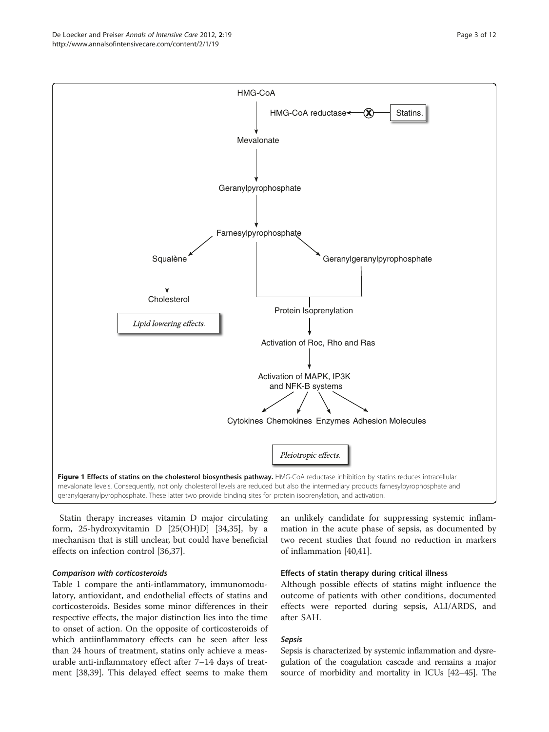**Figure 1 Effects of statins on the cholesterol biosynthesis pathway.** HMG-CoA reductase inhibition by statins reduces intracellular mevalonate levels. Consequently, not only cholesterol levels are reduced but also the intermediary products farnesylpyrophosphate and geranylgeranylpyrophosphate. These latter two provide binding sites for protein isoprenylation, and activation.

Statin therapy increases vitamin D major circulating form, 25-hydroxyvitamin D [25(OH)D] [34,35], by a mechanism that is still unclear, but could have beneficial effects on infection control [36,37].

### *Comparison with corticosteroids*

Table 1 compare the anti-inflammatory, immunomodulatory, antioxidant, and endothelial effects of statins and corticosteroids. Besides some minor differences in their respective effects, the major distinction lies into the time to onset of action. On the opposite of corticosteroids of which antiinflammatory effects can be seen after less than 24 hours of treatment, statins only achieve a measurable anti-inflammatory effect after 7–14 days of treatment [38,39]. This delayed effect seems to make them an unlikely candidate for suppressing systemic inflammation in the acute phase of sepsis, as documented by two recent studies that found no reduction in markers of inflammation [40,41].

## Effects of statin therapy during critical illness

Although possible effects of statins might influence the outcome of patients with other conditions, documented effects were reported during sepsis, ALI/ARDS, and after SAH.

### *Sepsis*

Sepsis is characterized by systemic inflammation and dysregulation of the coagulation cascade and remains a major source of morbidity and mortality in ICUs [42–45]. The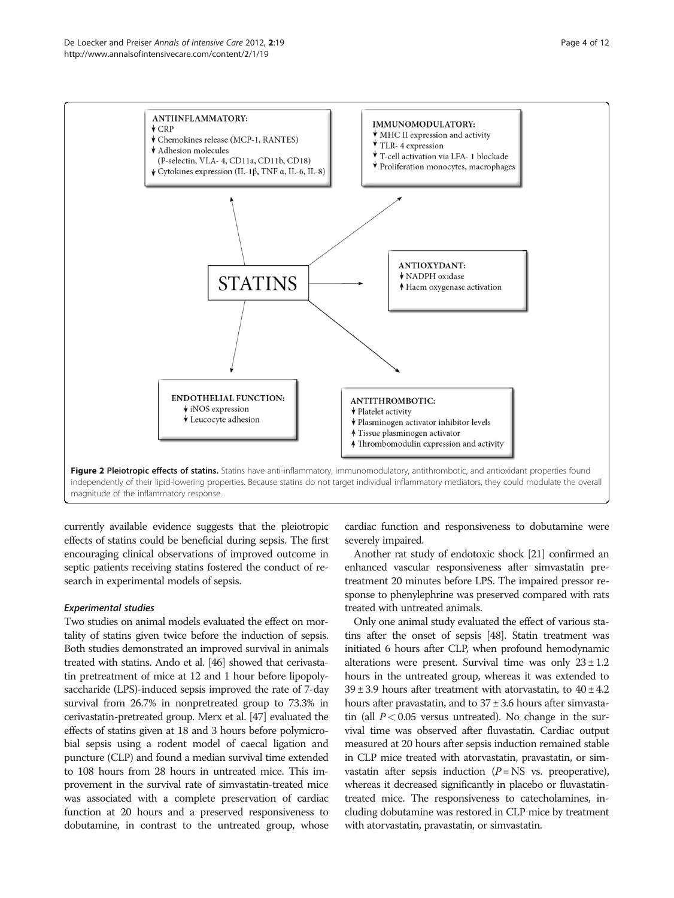**ANTIINFLAMMATORY:**
↓ CRP
↓ Chemokines release (MCP-1, RANTES)
↓ Adhesion molecules (P-selectin, VLA- 4, CD11a, CD11b, CD18)
↓ Cytokines expression (IL-1β, TNF α, IL-6, IL-8)

**IMMUNOMODULATORY:**
↓ MHC II expression and activity
↓ TLR- 4 expression
↓ T-cell activation via LFA- 1 blockade
↓ Proliferation monocytes, macrophages

**STATINS**

**ANTIOXYDANT:**
↓ NADPH oxidase
↑ Haem oxygenase activation

**ENDOTHELIAL FUNCTION:**
↓ iNOS expression
↓ Leucocyte adhesion

**ANTITHROMBOTIC:**
↓ Platelet activity
↓ Plasminogen activator inhibitor levels
↑ Tissue plasminogen activator
↑ Thrombomodulin expression and activity

**Figure 2 Pleiotropic effects of statins.** Statins have anti-inflammatory, immunomodulatory, antithrombotic, and antioxidant properties found independently of their lipid-lowering properties. Because statins do not target individual inflammatory mediators, they could modulate the overall magnitude of the inflammatory response.

currently available evidence suggests that the pleiotropic effects of statins could be beneficial during sepsis. The first encouraging clinical observations of improved outcome in septic patients receiving statins fostered the conduct of research in experimental models of sepsis.

### *Experimental studies*

Two studies on animal models evaluated the effect on mortality of statins given twice before the induction of sepsis. Both studies demonstrated an improved survival in animals treated with statins. Ando et al. [46] showed that cerivastatin pretreatment of mice at 12 and 1 hour before lipopolysaccharide (LPS)-induced sepsis improved the rate of 7-day survival from 26.7% in nonpretreated group to 73.3% in cerivastatin-pretreated group. Merx et al. [47] evaluated the effects of statins given at 18 and 3 hours before polymicrobial sepsis using a rodent model of caecal ligation and puncture (CLP) and found a median survival time extended to 108 hours from 28 hours in untreated mice. This improvement in the survival rate of simvastatin-treated mice was associated with a complete preservation of cardiac function at 20 hours and a preserved responsiveness to dobutamine, in contrast to the untreated group, whose cardiac function and responsiveness to dobutamine were severely impaired.

Another rat study of endotoxic shock [21] confirmed an enhanced vascular responsiveness after simvastatin pretreatment 20 minutes before LPS. The impaired pressor response to phenylephrine was preserved compared with rats treated with untreated animals.

Only one animal study evaluated the effect of various statins after the onset of sepsis [48]. Statin treatment was initiated 6 hours after CLP, when profound hemodynamic alterations were present. Survival time was only $23 \pm 1.2$ hours in the untreated group, whereas it was extended to $39 \pm 3.9$ hours after treatment with atorvastatin, to $40 \pm 4.2$ hours after pravastatin, and to $37 \pm 3.6$ hours after simvastatin (all $P < 0.05$ versus untreated). No change in the survival time was observed after fluvastatin. Cardiac output measured at 20 hours after sepsis induction remained stable in CLP mice treated with atorvastatin, pravastatin, or simvastatin after sepsis induction ($P$ = NS vs. preoperative), whereas it decreased significantly in placebo or fluvastatin-treated mice. The responsiveness to catecholamines, including dobutamine was restored in CLP mice by treatment with atorvastatin, pravastatin, or simvastatin.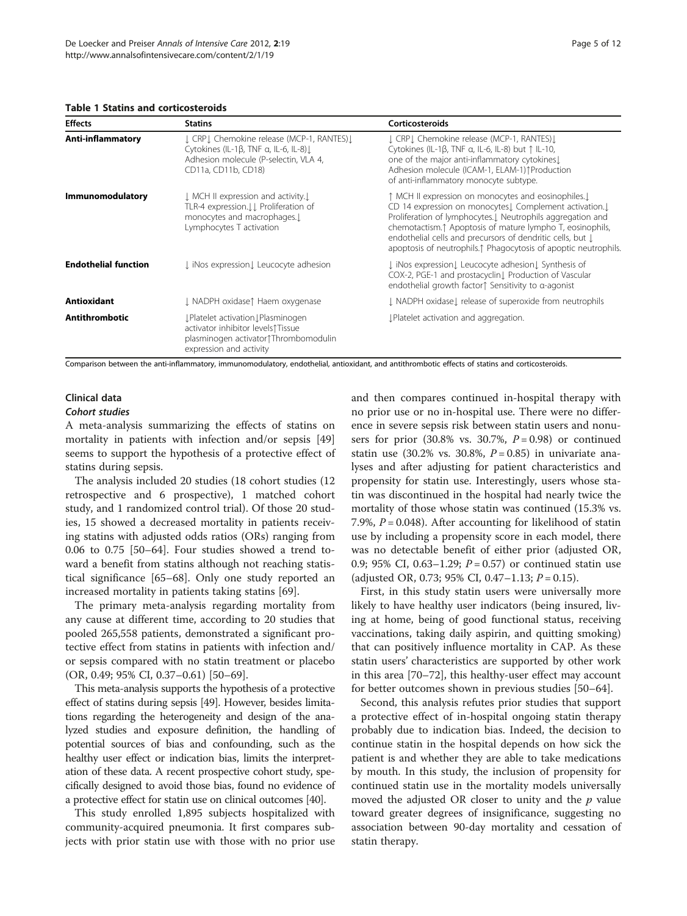**Table 1 Statins and corticosteroids**

| Effects | Statins | Corticosteroids |
|---|---|---|
| **Anti-inflammatory** | ↓ CRP↓ Chemokine release (MCP-1, RANTES)↓ Cytokines (IL-1β, TNF α, IL-6, IL-8)↓ Adhesion molecule (P-selectin, VLA 4, CD11a, CD11b, CD18) | ↓ CRP↓ Chemokine release (MCP-1, RANTES)↓ Cytokines (IL-1β, TNF α, IL-6, IL-8) but ↑ IL-10, one of the major anti-inflammatory cytokines↓ Adhesion molecule (ICAM-1, ELAM-1)↑Production of anti-inflammatory monocyte subtype. |
| **Immunomodulatory** | ↓ MCH II expression and activity.↓ TLR-4 expression.↓↓ Proliferation of monocytes and macrophages.↓ Lymphocytes T activation | ↑ MCH II expression on monocytes and eosinophiles.↓ CD 14 expression on monocytes↓ Complement activation.↓ Proliferation of lymphocytes.↓ Neutrophils aggregation and chemotactism.↑ Apoptosis of mature lympho T, eosinophils, endothelial cells and precursors of dendritic cells, but ↓ apoptosis of neutrophils.↑ Phagocytosis of apoptic neutrophils. |
| **Endothelial function** | ↓ iNos expression↓ Leucocyte adhesion | ↓ iNos expression↓ Leucocyte adhesion↓ Synthesis of COX-2, PGE-1 and prostacyclin↓ Production of Vascular endothelial growth factor↑ Sensitivity to α-agonist |
| **Antioxidant** | ↓ NADPH oxidase↑ Haem oxygenase | ↓ NADPH oxidase↓ release of superoxide from neutrophils |
| **Antithrombotic** | ↓Platelet activation↓Plasminogen activator inhibitor levels↑Tissue plasminogen activator↑Thrombomodulin expression and activity | ↓Platelet activation and aggregation. |

Comparison between the anti-inflammatory, immunomodulatory, endothelial, antioxidant, and antithrombotic effects of statins and corticosteroids.

## Clinical data

### *Cohort studies*

A meta-analysis summarizing the effects of statins on mortality in patients with infection and/or sepsis [49] seems to support the hypothesis of a protective effect of statins during sepsis.

The analysis included 20 studies (18 cohort studies (12 retrospective and 6 prospective), 1 matched cohort study, and 1 randomized control trial). Of those 20 studies, 15 showed a decreased mortality in patients receiving statins with adjusted odds ratios (ORs) ranging from 0.06 to 0.75 [50–64]. Four studies showed a trend toward a benefit from statins although not reaching statistical significance [65–68]. Only one study reported an increased mortality in patients taking statins [69].

The primary meta-analysis regarding mortality from any cause at different time, according to 20 studies that pooled 265,558 patients, demonstrated a significant protective effect from statins in patients with infection and/or sepsis compared with no statin treatment or placebo (OR, 0.49; 95% CI, 0.37–0.61) [50–69].

This meta-analysis supports the hypothesis of a protective effect of statins during sepsis [49]. However, besides limitations regarding the heterogeneity and design of the analyzed studies and exposure definition, the handling of potential sources of bias and confounding, such as the healthy user effect or indication bias, limits the interpretation of these data. A recent prospective cohort study, specifically designed to avoid those bias, found no evidence of a protective effect for statin use on clinical outcomes [40].

This study enrolled 1,895 subjects hospitalized with community-acquired pneumonia. It first compares subjects with prior statin use with those with no prior use and then compares continued in-hospital therapy with no prior use or no in-hospital use. There were no difference in severe sepsis risk between statin users and nonusers for prior (30.8% vs. 30.7%, $P = 0.98$) or continued statin use (30.2% vs. 30.8%, $P = 0.85$) in univariate analyses and after adjusting for patient characteristics and propensity for statin use. Interestingly, users whose statin was discontinued in the hospital had nearly twice the mortality of those whose statin was continued (15.3% vs. 7.9%, $P = 0.048$). After accounting for likelihood of statin use by including a propensity score in each model, there was no detectable benefit of either prior (adjusted OR, 0.9; 95% CI, 0.63–1.29; $P = 0.57$) or continued statin use (adjusted OR, 0.73; 95% CI, 0.47–1.13; $P = 0.15$).

First, in this study statin users were universally more likely to have healthy user indicators (being insured, living at home, being of good functional status, receiving vaccinations, taking daily aspirin, and quitting smoking) that can positively influence mortality in CAP. As these statin users' characteristics are supported by other work in this area [70–72], this healthy-user effect may account for better outcomes shown in previous studies [50–64].

Second, this analysis refutes prior studies that support a protective effect of in-hospital ongoing statin therapy probably due to indication bias. Indeed, the decision to continue statin in the hospital depends on how sick the patient is and whether they are able to take medications by mouth. In this study, the inclusion of propensity for continued statin use in the mortality models universally moved the adjusted OR closer to unity and the $p$ value toward greater degrees of insignificance, suggesting no association between 90-day mortality and cessation of statin therapy.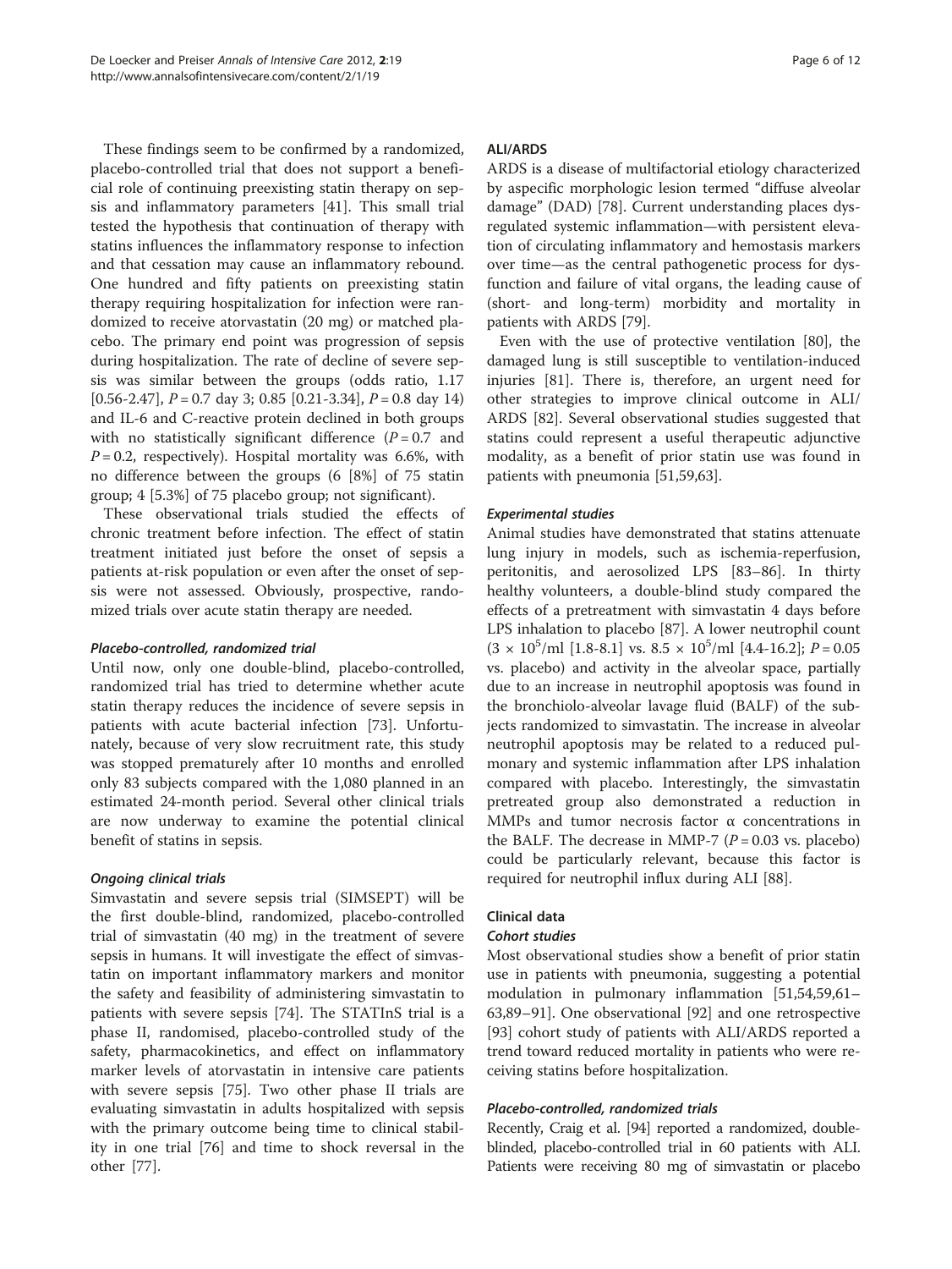These findings seem to be confirmed by a randomized, placebo-controlled trial that does not support a beneficial role of continuing preexisting statin therapy on sepsis and inflammatory parameters [41]. This small trial tested the hypothesis that continuation of therapy with statins influences the inflammatory response to infection and that cessation may cause an inflammatory rebound. One hundred and fifty patients on preexisting statin therapy requiring hospitalization for infection were randomized to receive atorvastatin (20 mg) or matched placebo. The primary end point was progression of sepsis during hospitalization. The rate of decline of severe sepsis was similar between the groups (odds ratio, 1.17 [0.56-2.47], $P = 0.7$ day 3; 0.85 [0.21-3.34], $P = 0.8$ day 14) and IL-6 and C-reactive protein declined in both groups with no statistically significant difference ($P = 0.7$ and $P = 0.2$, respectively). Hospital mortality was 6.6%, with no difference between the groups (6 [8%] of 75 statin group; 4 [5.3%] of 75 placebo group; not significant).

These observational trials studied the effects of chronic treatment before infection. The effect of statin treatment initiated just before the onset of sepsis a patients at-risk population or even after the onset of sepsis were not assessed. Obviously, prospective, randomized trials over acute statin therapy are needed.

#### *Placebo-controlled, randomized trial*

Until now, only one double-blind, placebo-controlled, randomized trial has tried to determine whether acute statin therapy reduces the incidence of severe sepsis in patients with acute bacterial infection [73]. Unfortunately, because of very slow recruitment rate, this study was stopped prematurely after 10 months and enrolled only 83 subjects compared with the 1,080 planned in an estimated 24-month period. Several other clinical trials are now underway to examine the potential clinical benefit of statins in sepsis.

#### *Ongoing clinical trials*

Simvastatin and severe sepsis trial (SIMSEPT) will be the first double-blind, randomized, placebo-controlled trial of simvastatin (40 mg) in the treatment of severe sepsis in humans. It will investigate the effect of simvastatin on important inflammatory markers and monitor the safety and feasibility of administering simvastatin to patients with severe sepsis [74]. The STATInS trial is a phase II, randomised, placebo-controlled study of the safety, pharmacokinetics, and effect on inflammatory marker levels of atorvastatin in intensive care patients with severe sepsis [75]. Two other phase II trials are evaluating simvastatin in adults hospitalized with sepsis with the primary outcome being time to clinical stability in one trial [76] and time to shock reversal in the other [77].

## ALI/ARDS

ARDS is a disease of multifactorial etiology characterized by aspecific morphologic lesion termed "diffuse alveolar damage" (DAD) [78]. Current understanding places dysregulated systemic inflammation—with persistent elevation of circulating inflammatory and hemostasis markers over time—as the central pathogenetic process for dysfunction and failure of vital organs, the leading cause of (short- and long-term) morbidity and mortality in patients with ARDS [79].

Even with the use of protective ventilation [80], the damaged lung is still susceptible to ventilation-induced injuries [81]. There is, therefore, an urgent need for other strategies to improve clinical outcome in ALI/ARDS [82]. Several observational studies suggested that statins could represent a useful therapeutic adjunctive modality, as a benefit of prior statin use was found in patients with pneumonia [51,59,63].

#### *Experimental studies*

Animal studies have demonstrated that statins attenuate lung injury in models, such as ischemia-reperfusion, peritonitis, and aerosolized LPS [83–86]. In thirty healthy volunteers, a double-blind study compared the effects of a pretreatment with simvastatin 4 days before LPS inhalation to placebo [87]. A lower neutrophil count ($3 \times 10^5$/ml [1.8-8.1] vs. $8.5 \times 10^5$/ml [4.4-16.2]; $P = 0.05$ vs. placebo) and activity in the alveolar space, partially due to an increase in neutrophil apoptosis was found in the bronchiolo-alveolar lavage fluid (BALF) of the subjects randomized to simvastatin. The increase in alveolar neutrophil apoptosis may be related to a reduced pulmonary and systemic inflammation after LPS inhalation compared with placebo. Interestingly, the simvastatin pretreated group also demonstrated a reduction in MMPs and tumor necrosis factor α concentrations in the BALF. The decrease in MMP-7 ($P = 0.03$ vs. placebo) could be particularly relevant, because this factor is required for neutrophil influx during ALI [88].

### Clinical data

#### *Cohort studies*

Most observational studies show a benefit of prior statin use in patients with pneumonia, suggesting a potential modulation in pulmonary inflammation [51,54,59,61–63,89–91]. One observational [92] and one retrospective [93] cohort study of patients with ALI/ARDS reported a trend toward reduced mortality in patients who were receiving statins before hospitalization.

#### *Placebo-controlled, randomized trials*

Recently, Craig et al. [94] reported a randomized, double-blinded, placebo-controlled trial in 60 patients with ALI. Patients were receiving 80 mg of simvastatin or placebo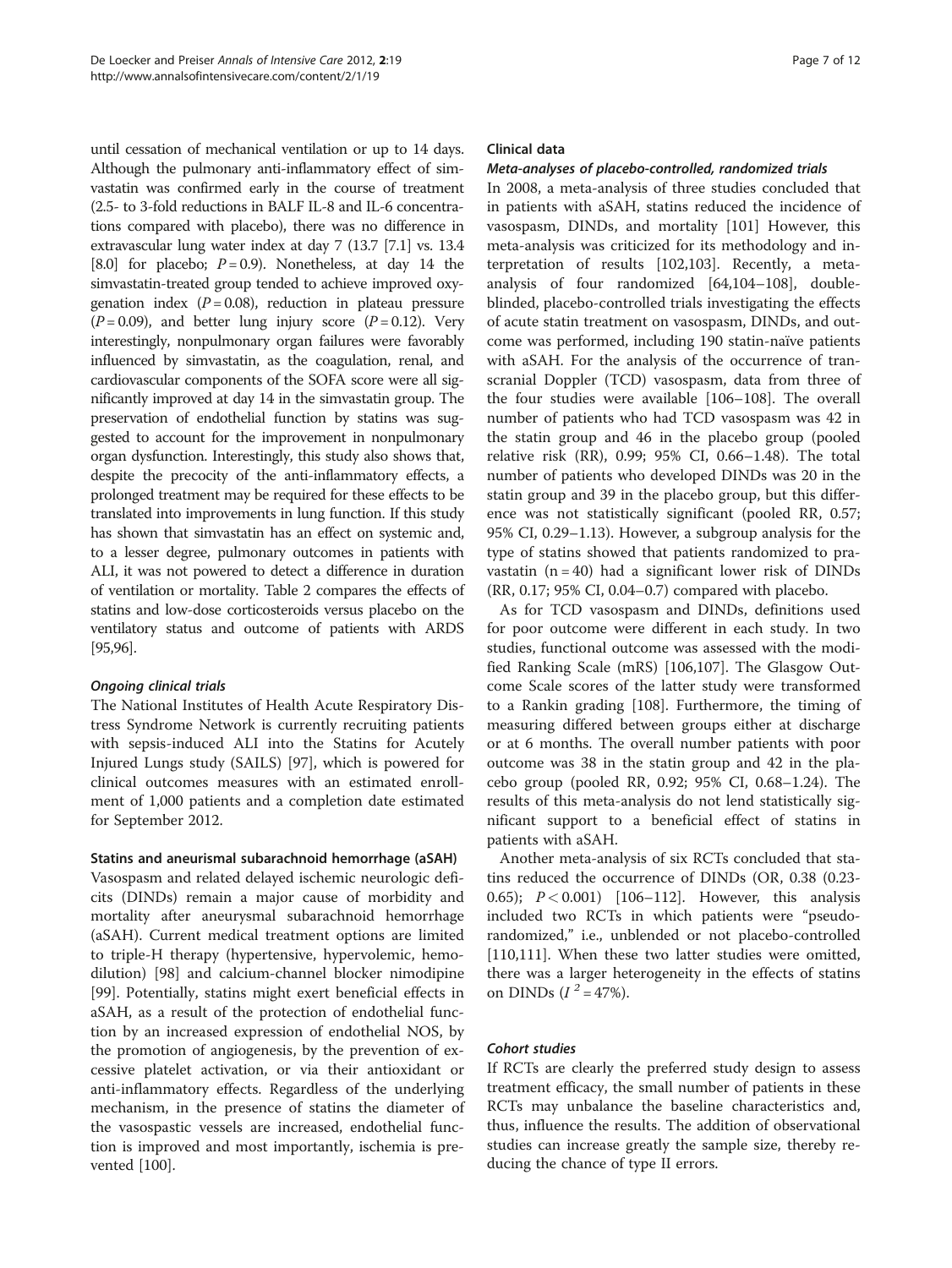until cessation of mechanical ventilation or up to 14 days. Although the pulmonary anti-inflammatory effect of simvastatin was confirmed early in the course of treatment (2.5- to 3-fold reductions in BALF IL-8 and IL-6 concentrations compared with placebo), there was no difference in extravascular lung water index at day 7 (13.7 [7.1] vs. 13.4 [8.0] for placebo; $P = 0.9$). Nonetheless, at day 14 the simvastatin-treated group tended to achieve improved oxygenation index ($P = 0.08$), reduction in plateau pressure ($P = 0.09$), and better lung injury score ($P = 0.12$). Very interestingly, nonpulmonary organ failures were favorably influenced by simvastatin, as the coagulation, renal, and cardiovascular components of the SOFA score were all significantly improved at day 14 in the simvastatin group. The preservation of endothelial function by statins was suggested to account for the improvement in nonpulmonary organ dysfunction. Interestingly, this study also shows that, despite the precocity of the anti-inflammatory effects, a prolonged treatment may be required for these effects to be translated into improvements in lung function. If this study has shown that simvastatin has an effect on systemic and, to a lesser degree, pulmonary outcomes in patients with ALI, it was not powered to detect a difference in duration of ventilation or mortality. Table 2 compares the effects of statins and low-dose corticosteroids versus placebo on the ventilatory status and outcome of patients with ARDS [95,96].

#### *Ongoing clinical trials*

The National Institutes of Health Acute Respiratory Distress Syndrome Network is currently recruiting patients with sepsis-induced ALI into the Statins for Acutely Injured Lungs study (SAILS) [97], which is powered for clinical outcomes measures with an estimated enrollment of 1,000 patients and a completion date estimated for September 2012.

### Statins and aneurismal subarachnoid hemorrhage (aSAH)

Vasospasm and related delayed ischemic neurologic deficits (DINDs) remain a major cause of morbidity and mortality after aneurysmal subarachnoid hemorrhage (aSAH). Current medical treatment options are limited to triple-H therapy (hypertensive, hypervolemic, hemodilution) [98] and calcium-channel blocker nimodipine [99]. Potentially, statins might exert beneficial effects in aSAH, as a result of the protection of endothelial function by an increased expression of endothelial NOS, by the promotion of angiogenesis, by the prevention of excessive platelet activation, or via their antioxidant or anti-inflammatory effects. Regardless of the underlying mechanism, in the presence of statins the diameter of the vasospastic vessels are increased, endothelial function is improved and most importantly, ischemia is prevented [100].

### Clinical data

#### *Meta-analyses of placebo-controlled, randomized trials*

In 2008, a meta-analysis of three studies concluded that in patients with aSAH, statins reduced the incidence of vasospasm, DINDs, and mortality [101] However, this meta-analysis was criticized for its methodology and interpretation of results [102,103]. Recently, a meta-analysis of four randomized [64,104–108], double-blinded, placebo-controlled trials investigating the effects of acute statin treatment on vasospasm, DINDs, and outcome was performed, including 190 statin-naïve patients with aSAH. For the analysis of the occurrence of transcranial Doppler (TCD) vasospasm, data from three of the four studies were available [106–108]. The overall number of patients who had TCD vasospasm was 42 in the statin group and 46 in the placebo group (pooled relative risk (RR), 0.99; 95% CI, 0.66–1.48). The total number of patients who developed DINDs was 20 in the statin group and 39 in the placebo group, but this difference was not statistically significant (pooled RR, 0.57; 95% CI, 0.29–1.13). However, a subgroup analysis for the type of statins showed that patients randomized to pravastatin ($n = 40$) had a significant lower risk of DINDs (RR, 0.17; 95% CI, 0.04–0.7) compared with placebo.

As for TCD vasospasm and DINDs, definitions used for poor outcome were different in each study. In two studies, functional outcome was assessed with the modified Ranking Scale (mRS) [106,107]. The Glasgow Outcome Scale scores of the latter study were transformed to a Rankin grading [108]. Furthermore, the timing of measuring differed between groups either at discharge or at 6 months. The overall number patients with poor outcome was 38 in the statin group and 42 in the placebo group (pooled RR, 0.92; 95% CI, 0.68–1.24). The results of this meta-analysis do not lend statistically significant support to a beneficial effect of statins in patients with aSAH.

Another meta-analysis of six RCTs concluded that statins reduced the occurrence of DINDs (OR, 0.38 (0.23-0.65); $P < 0.001$) [106–112]. However, this analysis included two RCTs in which patients were "pseudo-randomized," i.e., unblended or not placebo-controlled [110,111]. When these two latter studies were omitted, there was a larger heterogeneity in the effects of statins on DINDs ($I^2 = 47\%$).

#### *Cohort studies*

If RCTs are clearly the preferred study design to assess treatment efficacy, the small number of patients in these RCTs may unbalance the baseline characteristics and, thus, influence the results. The addition of observational studies can increase greatly the sample size, thereby reducing the chance of type II errors.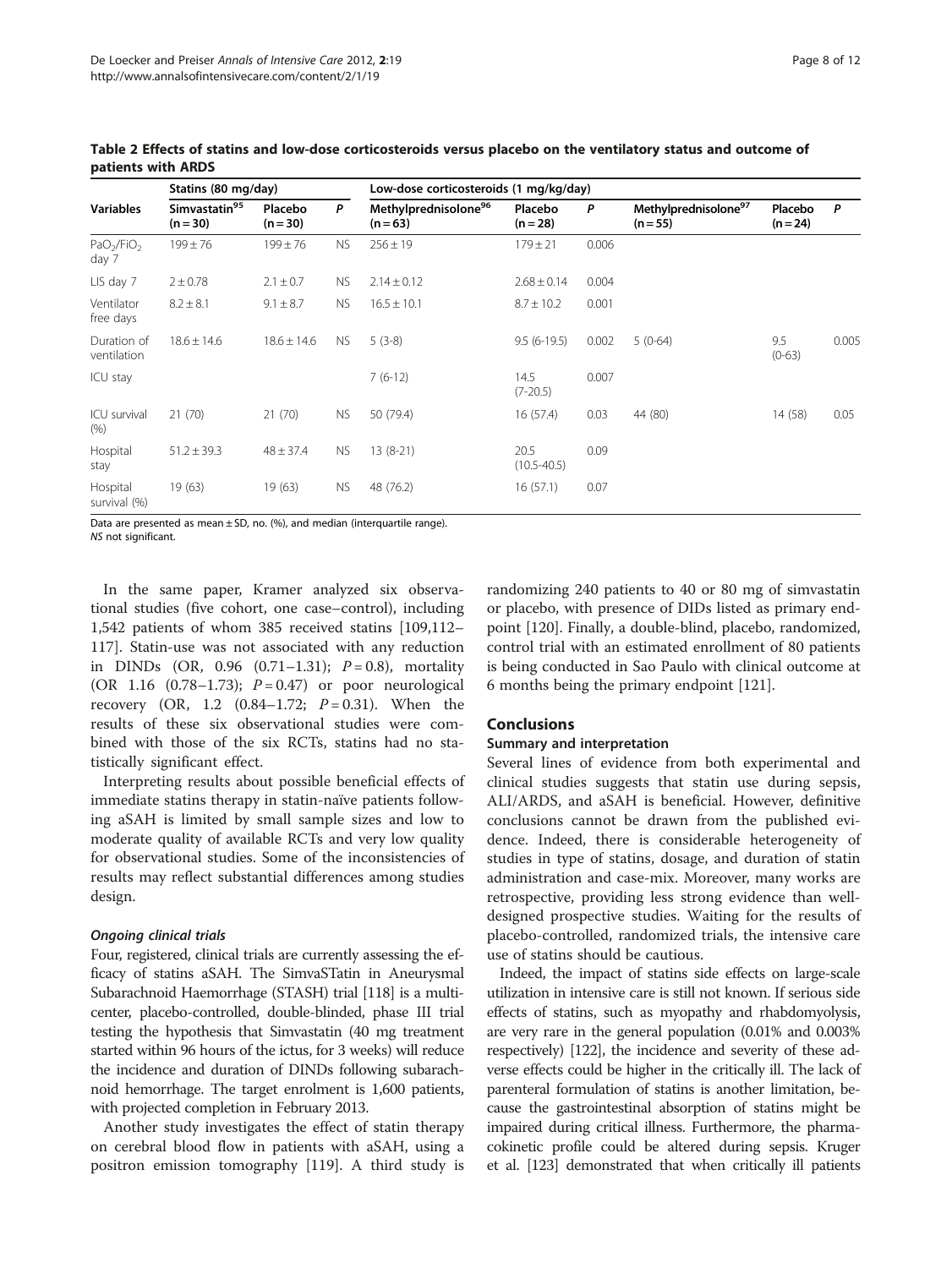**Table 2 Effects of statins and low-dose corticosteroids versus placebo on the ventilatory status and outcome of patients with ARDS**

| | Statins (80 mg/day) | | | Low-dose corticosteroids (1 mg/kg/day) | | | | | |
|---|---|---|---|---|---|---|---|---|---|
| Variables | Simvastatin[95] (n = 30) | Placebo (n = 30) | P | Methylprednisolone[96] (n = 63) | Placebo (n = 28) | P | Methylprednisolone[97] (n = 55) | Placebo (n = 24) | P |
| $PaO_2/FiO_2$ day 7 | 199 ± 76 | 199 ± 76 | NS | 256 ± 19 | 179 ± 21 | 0.006 | | | |
| LIS day 7 | 2 ± 0.78 | 2.1 ± 0.7 | NS | 2.14 ± 0.12 | 2.68 ± 0.14 | 0.004 | | | |
| Ventilator free days | 8.2 ± 8.1 | 9.1 ± 8.7 | NS | 16.5 ± 10.1 | 8.7 ± 10.2 | 0.001 | | | |
| Duration of ventilation | 18.6 ± 14.6 | 18.6 ± 14.6 | NS | 5 (3-8) | 9.5 (6-19.5) | 0.002 | 5 (0-64) | 9.5 (0-63) | 0.005 |
| ICU stay | | | | 7 (6-12) | 14.5 (7-20.5) | 0.007 | | | |
| ICU survival (%) | 21 (70) | 21 (70) | NS | 50 (79.4) | 16 (57.4) | 0.03 | 44 (80) | 14 (58) | 0.05 |
| Hospital stay | 51.2 ± 39.3 | 48 ± 37.4 | NS | 13 (8-21) | 20.5 (10.5-40.5) | 0.09 | | | |
| Hospital survival (%) | 19 (63) | 19 (63) | NS | 48 (76.2) | 16 (57.1) | 0.07 | | | |

Data are presented as mean ± SD, no. (%), and median (interquartile range).
*NS* not significant.

In the same paper, Kramer analyzed six observational studies (five cohort, one case–control), including 1,542 patients of whom 385 received statins [109,112–117]. Statin-use was not associated with any reduction in DINDs (OR, 0.96 (0.71–1.31); $P = 0.8$), mortality (OR 1.16 (0.78–1.73); $P = 0.47$) or poor neurological recovery (OR, 1.2 (0.84–1.72; $P = 0.31$). When the results of these six observational studies were combined with those of the six RCTs, statins had no statistically significant effect.

Interpreting results about possible beneficial effects of immediate statins therapy in statin-naïve patients following aSAH is limited by small sample sizes and low to moderate quality of available RCTs and very low quality for observational studies. Some of the inconsistencies of results may reflect substantial differences among studies design.

#### *Ongoing clinical trials*

Four, registered, clinical trials are currently assessing the efficacy of statins aSAH. The SimvaSTatin in Aneurysmal Subarachnoid Haemorrhage (STASH) trial [118] is a multicenter, placebo-controlled, double-blinded, phase III trial testing the hypothesis that Simvastatin (40 mg treatment started within 96 hours of the ictus, for 3 weeks) will reduce the incidence and duration of DINDs following subarachnoid hemorrhage. The target enrolment is 1,600 patients, with projected completion in February 2013.

Another study investigates the effect of statin therapy on cerebral blood flow in patients with aSAH, using a positron emission tomography [119]. A third study is randomizing 240 patients to 40 or 80 mg of simvastatin or placebo, with presence of DIDs listed as primary endpoint [120]. Finally, a double-blind, placebo, randomized, control trial with an estimated enrollment of 80 patients is being conducted in Sao Paulo with clinical outcome at 6 months being the primary endpoint [121].

## Conclusions

### Summary and interpretation

Several lines of evidence from both experimental and clinical studies suggests that statin use during sepsis, ALI/ARDS, and aSAH is beneficial. However, definitive conclusions cannot be drawn from the published evidence. Indeed, there is considerable heterogeneity of studies in type of statins, dosage, and duration of statin administration and case-mix. Moreover, many works are retrospective, providing less strong evidence than well-designed prospective studies. Waiting for the results of placebo-controlled, randomized trials, the intensive care use of statins should be cautious.

Indeed, the impact of statins side effects on large-scale utilization in intensive care is still not known. If serious side effects of statins, such as myopathy and rhabdomyolysis, are very rare in the general population (0.01% and 0.003% respectively) [122], the incidence and severity of these adverse effects could be higher in the critically ill. The lack of parenteral formulation of statins is another limitation, because the gastrointestinal absorption of statins might be impaired during critical illness. Furthermore, the pharmacokinetic profile could be altered during sepsis. Kruger et al. [123] demonstrated that when critically ill patients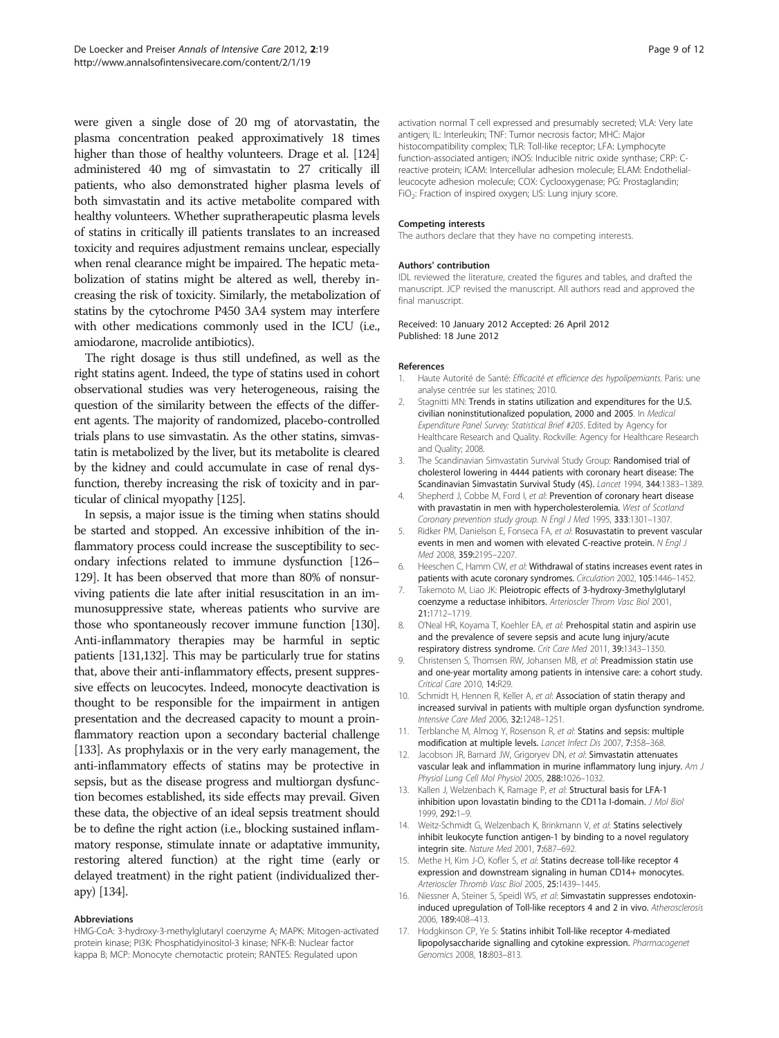were given a single dose of 20 mg of atorvastatin, the plasma concentration peaked approximatively 18 times higher than those of healthy volunteers. Drage et al. [124] administered 40 mg of simvastatin to 27 critically ill patients, who also demonstrated higher plasma levels of both simvastatin and its active metabolite compared with healthy volunteers. Whether supratherapeutic plasma levels of statins in critically ill patients translates to an increased toxicity and requires adjustment remains unclear, especially when renal clearance might be impaired. The hepatic metabolization of statins might be altered as well, thereby increasing the risk of toxicity. Similarly, the metabolization of statins by the cytochrome P450 3A4 system may interfere with other medications commonly used in the ICU (i.e., amiodarone, macrolide antibiotics).

The right dosage is thus still undefined, as well as the right statins agent. Indeed, the type of statins used in cohort observational studies was very heterogeneous, raising the question of the similarity between the effects of the different agents. The majority of randomized, placebo-controlled trials plans to use simvastatin. As the other statins, simvastatin is metabolized by the liver, but its metabolite is cleared by the kidney and could accumulate in case of renal dysfunction, thereby increasing the risk of toxicity and in particular of clinical myopathy [125].

In sepsis, a major issue is the timing when statins should be started and stopped. An excessive inhibition of the inflammatory process could increase the susceptibility to secondary infections related to immune dysfunction [126–129]. It has been observed that more than 80% of nonsurviving patients die late after initial resuscitation in an immunosuppressive state, whereas patients who survive are those who spontaneously recover immune function [130]. Anti-inflammatory therapies may be harmful in septic patients [131,132]. This may be particularly true for statins that, above their anti-inflammatory effects, present suppressive effects on leucocytes. Indeed, monocyte deactivation is thought to be responsible for the impairment in antigen presentation and the decreased capacity to mount a proinflammatory reaction upon a secondary bacterial challenge [133]. As prophylaxis or in the very early management, the anti-inflammatory effects of statins may be protective in sepsis, but as the disease progress and multiorgan dysfunction becomes established, its side effects may prevail. Given these data, the objective of an ideal sepsis treatment should be to define the right action (i.e., blocking sustained inflammatory response, stimulate innate or adaptative immunity, restoring altered function) at the right time (early or delayed treatment) in the right patient (individualized therapy) [134].

### Abbreviations

HMG-CoA: 3-hydroxy-3-methylglutaryl coenzyme A; MAPK: Mitogen-activated protein kinase; PI3K: Phosphatidyinositol-3 kinase; NFK-B: Nuclear factor kappa B; MCP: Monocyte chemotactic protein; RANTES: Regulated upon activation normal T cell expressed and presumably secreted; VLA: Very late antigen; IL: Interleukin; TNF: Tumor necrosis factor; MHC: Major histocompatibility complex; TLR: Toll-like receptor; LFA: Lymphocyte function-associated antigen; iNOS: Inducible nitric oxide synthase; CRP: C-reactive protein; ICAM: Intercellular adhesion molecule; ELAM: Endothelial-leucocyte adhesion molecule; COX: Cyclooxygenase; PG: Prostaglandin; $FiO_2$: Fraction of inspired oxygen; LIS: Lung injury score.

### Competing interests

The authors declare that they have no competing interests.

### Authors' contribution

IDL reviewed the literature, created the figures and tables, and drafted the manuscript. JCP revised the manuscript. All authors read and approved the final manuscript.

Received: 10 January 2012 Accepted: 26 April 2012
Published: 18 June 2012

### References

1. Haute Autorité de Santé: *Efficacité et efficience des hypolipemiants.* Paris: une analyse centrée sur les statines; 2010.
2. Stagnitti MN: **Trends in statins utilization and expenditures for the U.S. civilian noninstitutionalized population, 2000 and 2005**. In *Medical Expenditure Panel Survey: Statistical Brief #205*. Edited by Agency for Healthcare Research and Quality. Rockville: Agency for Healthcare Research and Quality; 2008.
3. The Scandinavian Simvastatin Survival Study Group: **Randomised trial of cholesterol lowering in 4444 patients with coronary heart disease: The Scandinavian Simvastatin Survival Study (4S).** *Lancet* 1994, **344**:1383–1389.
4. Shepherd J, Cobbe M, Ford I, *et al*: **Prevention of coronary heart disease with pravastatin in men with hypercholesterolemia.** *West of Scotland Coronary prevention study group. N Engl J Med* 1995, **333**:1301–1307.
5. Ridker PM, Danielson E, Fonseca FA, *et al*: **Rosuvastatin to prevent vascular events in men and women with elevated C-reactive protein.** *N Engl J Med* 2008, **359**:2195–2207.
6. Heeschen C, Hamm CW, *et al*: **Withdrawal of statins increases event rates in patients with acute coronary syndromes.** *Circulation* 2002, **105**:1446–1452.
7. Takemoto M, Liao JK: **Pleiotropic effects of 3-hydroxy-3methylglutaryl coenzyme a reductase inhibitors.** *Arterioscler Throm Vasc Biol* 2001, **21**:1712–1719.
8. O'Neal HR, Koyama T, Koehler EA, *et al*: **Prehospital statin and aspirin use and the prevalence of severe sepsis and acute lung injury/acute respiratory distress syndrome.** *Crit Care Med* 2011, **39**:1343–1350.
9. Christensen S, Thomsen RW, Johansen MB, *et al*: **Preadmission statin use and one-year mortality among patients in intensive care: a cohort study.** *Critical Care* 2010, **14**:R29.
10. Schmidt H, Hennen R, Keller A, *et al*: **Association of statin therapy and increased survival in patients with multiple organ dysfunction syndrome.** *Intensive Care Med* 2006, **32**:1248–1251.
11. Terblanche M, Almog Y, Rosenson R, *et al*: **Statins and sepsis: multiple modification at multiple levels.** *Lancet Infect Dis* 2007, **7**:358–368.
12. Jacobson JR, Barnard JW, Grigoryev DN, *et al*: **Simvastatin attenuates vascular leak and inflammation in murine inflammatory lung injury.** *Am J Physiol Lung Cell Mol Physiol* 2005, **288**:1026–1032.
13. Kallen J, Welzenbach K, Ramage P, *et al*: **Structural basis for LFA-1 inhibition upon lovastatin binding to the CD11a I-domain.** *J Mol Biol* 1999, **292**:1–9.
14. Weitz-Schmidt G, Welzenbach K, Brinkmann V, *et al*: **Statins selectively inhibit leukocyte function antigen-1 by binding to a novel regulatory integrin site.** *Nature Med* 2001, **7**:687–692.
15. Methe H, Kim J-O, Kofler S, *et al*: **Statins decrease toll-like receptor 4 expression and downstream signaling in human CD14+ monocytes.** *Arterioscler Thromb Vasc Biol* 2005, **25**:1439–1445.
16. Niessner A, Steiner S, Speidl WS, *et al*: **Simvastatin suppresses endotoxin-induced upregulation of Toll-like receptors 4 and 2 in vivo.** *Atherosclerosis* 2006, **189**:408–413.
17. Hodgkinson CP, Ye S: **Statins inhibit Toll-like receptor 4-mediated lipopolysaccharide signalling and cytokine expression.** *Pharmacogenet Genomics* 2008, **18**:803–813.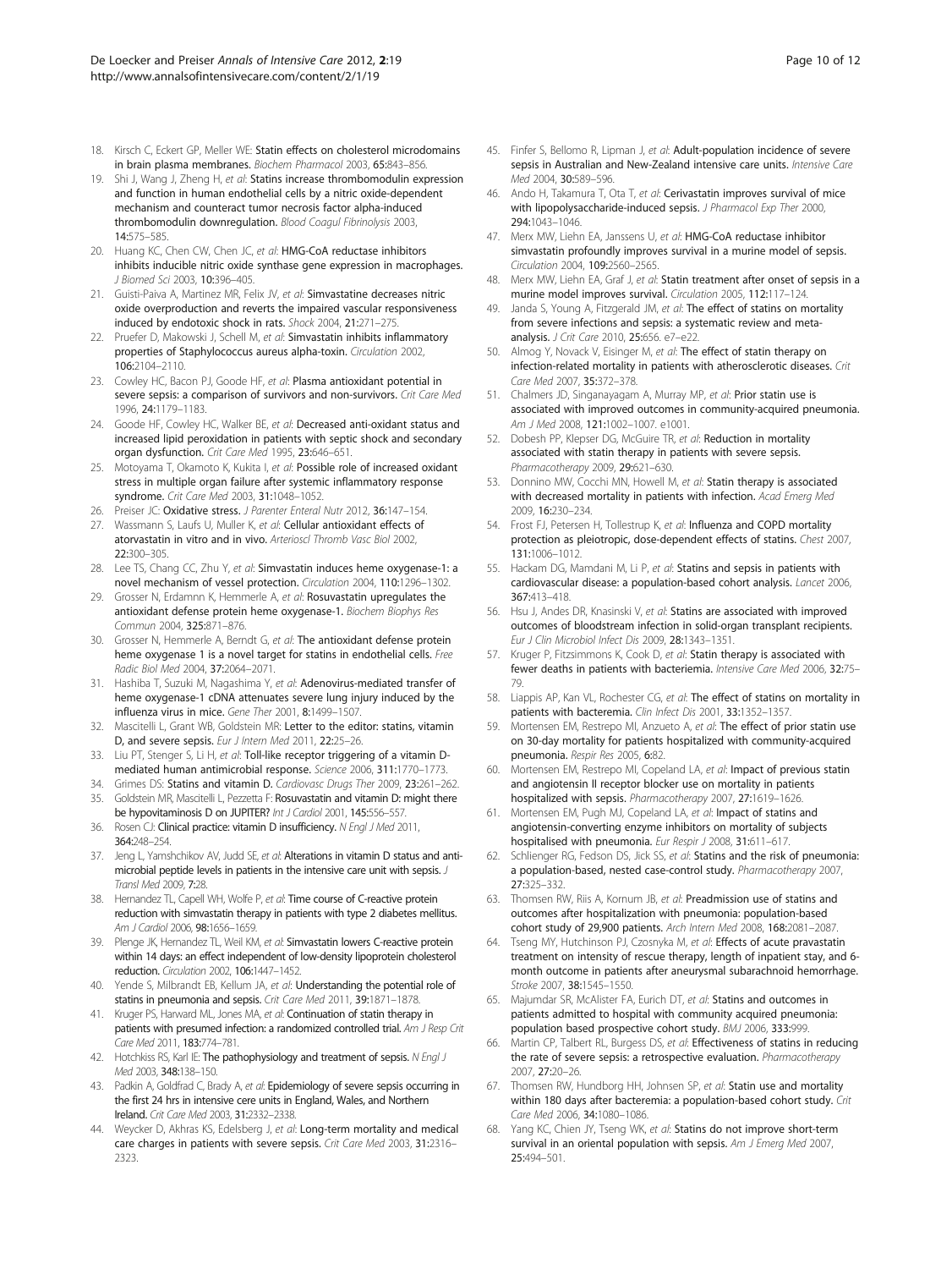18. Kirsch C, Eckert GP, Meller WE: **Statin effects on cholesterol microdomains in brain plasma membranes.** *Biochem Pharmacol* 2003, **65**:843–856.
19. Shi J, Wang J, Zheng H, *et al*: **Statins increase thrombomodulin expression and function in human endothelial cells by a nitric oxide-dependent mechanism and counteract tumor necrosis factor alpha-induced thrombomodulin downregulation.** *Blood Coagul Fibrinolysis* 2003, **14**:575–585.
20. Huang KC, Chen CW, Chen JC, *et al*: **HMG-CoA reductase inhibitors inhibits inducible nitric oxide synthase gene expression in macrophages.** *J Biomed Sci* 2003, **10**:396–405.
21. Guisti-Paiva A, Martinez MR, Felix JV, *et al*: **Simvastatine decreases nitric oxide overproduction and reverts the impaired vascular responsiveness induced by endotoxic shock in rats.** *Shock* 2004, **21**:271–275.
22. Pruefer D, Makowski J, Schell M, *et al*: **Simvastatin inhibits inflammatory properties of Staphylococcus aureus alpha-toxin.** *Circulation* 2002, **106**:2104–2110.
23. Cowley HC, Bacon PJ, Goode HF, *et al*: **Plasma antioxidant potential in severe sepsis: a comparison of survivors and non-survivors.** *Crit Care Med* 1996, **24**:1179–1183.
24. Goode HF, Cowley HC, Walker BE, *et al*: **Decreased anti-oxidant status and increased lipid peroxidation in patients with septic shock and secondary organ dysfunction.** *Crit Care Med* 1995, **23**:646–651.
25. Motoyama T, Okamoto K, Kukita I, *et al*: **Possible role of increased oxidant stress in multiple organ failure after systemic inflammatory response syndrome.** *Crit Care Med* 2003, **31**:1048–1052.
26. Preiser JC: **Oxidative stress.** *J Parenter Enteral Nutr* 2012, **36**:147–154.
27. Wassmann S, Laufs U, Muller K, *et al*: **Cellular antioxidant effects of atorvastatin in vitro and in vivo.** *Arterioscl Thromb Vasc Biol* 2002, **22**:300–305.
28. Lee TS, Chang CC, Zhu Y, *et al*: **Simvastatin induces heme oxygenase-1: a novel mechanism of vessel protection.** *Circulation* 2004, **110**:1296–1302.
29. Grosser N, Erdamnn K, Hemmerle A, *et al*: **Rosuvastatin upregulates the antioxidant defense protein heme oxygenase-1.** *Biochem Biophys Res Commun* 2004, **325**:871–876.
30. Grosser N, Hemmerle A, Berndt G, *et al*: **The antioxidant defense protein heme oxygenase 1 is a novel target for statins in endothelial cells.** *Free Radic Biol Med* 2004, **37**:2064–2071.
31. Hashiba T, Suzuki M, Nagashima Y, *et al*: **Adenovirus-mediated transfer of heme oxygenase-1 cDNA attenuates severe lung injury induced by the influenza virus in mice.** *Gene Ther* 2001, **8**:1499–1507.
32. Mascitelli L, Grant WB, Goldstein MR: **Letter to the editor: statins, vitamin D, and severe sepsis.** *Eur J Intern Med* 2011, **22**:25–26.
33. Liu PT, Stenger S, Li H, *et al*: **Toll-like receptor triggering of a vitamin D-mediated human antimicrobial response.** *Science* 2006, **311**:1770–1773.
34. Grimes DS: **Statins and vitamin D.** *Cardiovasc Drugs Ther* 2009, **23**:261–262.
35. Goldstein MR, Mascitelli L, Pezzetta F: **Rosuvastatin and vitamin D: might there be hypovitaminosis D on JUPITER?** *Int J Cardiol* 2001, **145**:556–557.
36. Rosen CJ: **Clinical practice: vitamin D insufficiency.** *N Engl J Med* 2011, **364**:248–254.
37. Jeng L, Yamshchikov AV, Judd SE, *et al*: **Alterations in vitamin D status and anti-microbial peptide levels in patients in the intensive care unit with sepsis.** *J Transl Med* 2009, **7**:28.
38. Hernandez TL, Capell WH, Wolfe P, *et al*: **Time course of C-reactive protein reduction with simvastatin therapy in patients with type 2 diabetes mellitus.** *Am J Cardiol* 2006, **98**:1656–1659.
39. Plenge JK, Hernandez TL, Weil KM, *et al*: **Simvastatin lowers C-reactive protein within 14 days: an effect independent of low-density lipoprotein cholesterol reduction.** *Circulation* 2002, **106**:1447–1452.
40. Yende S, Milbrandt EB, Kellum JA, *et al*: **Understanding the potential role of statins in pneumonia and sepsis.** *Crit Care Med* 2011, **39**:1871–1878.
41. Kruger PS, Harward ML, Jones MA, *et al*: **Continuation of statin therapy in patients with presumed infection: a randomized controlled trial.** *Am J Resp Crit Care Med* 2011, **183**:774–781.
42. Hotchkiss RS, Karl IE: **The pathophysiology and treatment of sepsis.** *N Engl J Med* 2003, **348**:138–150.
43. Padkin A, Goldfrad C, Brady A, *et al*: **Epidemiology of severe sepsis occurring in the first 24 hrs in intensive care units in England, Wales, and Northern Ireland.** *Crit Care Med* 2003, **31**:2332–2338.
44. Weycker D, Akhras KS, Edelsberg J, *et al*: **Long-term mortality and medical care charges in patients with severe sepsis.** *Crit Care Med* 2003, **31**:2316–2323.
45. Finfer S, Bellomo R, Lipman J, *et al*: **Adult-population incidence of severe sepsis in Australian and New-Zealand intensive care units.** *Intensive Care Med* 2004, **30**:589–596.
46. Ando H, Takamura T, Ota T, *et al*: **Cerivastatin improves survival of mice with lipopolysaccharide-induced sepsis.** *J Pharmacol Exp Ther* 2000, **294**:1043–1046.
47. Merx MW, Liehn EA, Janssens U, *et al*: **HMG-CoA reductase inhibitor simvastatin profoundly improves survival in a murine model of sepsis.** *Circulation* 2004, **109**:2560–2565.
48. Merx MW, Liehn EA, Graf J, *et al*: **Statin treatment after onset of sepsis in a murine model improves survival.** *Circulation* 2005, **112**:117–124.
49. Janda S, Young A, Fitzgerald JM, *et al*: **The effect of statins on mortality from severe infections and sepsis: a systematic review and meta-analysis.** *J Crit Care* 2010, **25**:656. e7–e22.
50. Almog Y, Novack V, Eisinger M, *et al*: **The effect of statin therapy on infection-related mortality in patients with atherosclerotic diseases.** *Crit Care Med* 2007, **35**:372–378.
51. Chalmers JD, Singanayagam A, Murray MP, *et al*: **Prior statin use is associated with improved outcomes in community-acquired pneumonia.** *Am J Med* 2008, **121**:1002–1007. e1001.
52. Dobesh PP, Klepser DG, McGuire TR, *et al*: **Reduction in mortality associated with statin therapy in patients with severe sepsis.** *Pharmacotherapy* 2009, **29**:621–630.
53. Donnino MW, Cocchi MN, Howell M, *et al*: **Statin therapy is associated with decreased mortality in patients with infection.** *Acad Emerg Med* 2009, **16**:230–234.
54. Frost FJ, Petersen H, Tollestrup K, *et al*: **Influenza and COPD mortality protection as pleiotropic, dose-dependent effects of statins.** *Chest* 2007, **131**:1006–1012.
55. Hackam DG, Mamdani M, Li P, *et al*: **Statins and sepsis in patients with cardiovascular disease: a population-based cohort analysis.** *Lancet* 2006, **367**:413–418.
56. Hsu J, Andes DR, Knasinski V, *et al*: **Statins are associated with improved outcomes of bloodstream infection in solid-organ transplant recipients.** *Eur J Clin Microbiol Infect Dis* 2009, **28**:1343–1351.
57. Kruger P, Fitzsimmons K, Cook D, *et al*: **Statin therapy is associated with fewer deaths in patients with bacteriemia.** *Intensive Care Med* 2006, **32**:75–79.
58. Liappis AP, Kan VL, Rochester CG, *et al*: **The effect of statins on mortality in patients with bacteremia.** *Clin Infect Dis* 2001, **33**:1352–1357.
59. Mortensen EM, Restrepo MI, Anzueto A, *et al*: **The effect of prior statin use on 30-day mortality for patients hospitalized with community-acquired pneumonia.** *Respir Res* 2005, **6**:82.
60. Mortensen EM, Restrepo MI, Copeland LA, *et al*: **Impact of previous statin and angiotensin II receptor blocker use on mortality in patients hospitalized with sepsis.** *Pharmacotherapy* 2007, **27**:1619–1626.
61. Mortensen EM, Pugh MJ, Copeland LA, *et al*: **Impact of statins and angiotensin-converting enzyme inhibitors on mortality of subjects hospitalised with pneumonia.** *Eur Respir J* 2008, **31**:611–617.
62. Schlienger RG, Fedson DS, Jick SS, *et al*: **Statins and the risk of pneumonia: a population-based, nested case-control study.** *Pharmacotherapy* 2007, **27**:325–332.
63. Thomsen RW, Riis A, Kornum JB, *et al*: **Preadmission use of statins and outcomes after hospitalization with pneumonia: population-based cohort study of 29,900 patients.** *Arch Intern Med* 2008, **168**:2081–2087.
64. Tseng MY, Hutchinson PJ, Czosnyka M, *et al*: **Effects of acute pravastatin treatment on intensity of rescue therapy, length of inpatient stay, and 6-month outcome in patients after aneurysmal subarachnoid hemorrhage.** *Stroke* 2007, **38**:1545–1550.
65. Majumdar SR, McAlister FA, Eurich DT, *et al*: **Statins and outcomes in patients admitted to hospital with community acquired pneumonia: population based prospective cohort study.** *BMJ* 2006, **333**:999.
66. Martin CP, Talbert RL, Burgess DS, *et al*: **Effectiveness of statins in reducing the rate of severe sepsis: a retrospective evaluation.** *Pharmacotherapy* 2007, **27**:20–26.
67. Thomsen RW, Hundborg HH, Johnsen SP, *et al*: **Statin use and mortality within 180 days after bacteremia: a population-based cohort study.** *Crit Care Med* 2006, **34**:1080–1086.
68. Yang KC, Chien JY, Tseng WK, *et al*: **Statins do not improve short-term survival in an oriental population with sepsis.** *Am J Emerg Med* 2007, **25**:494–501.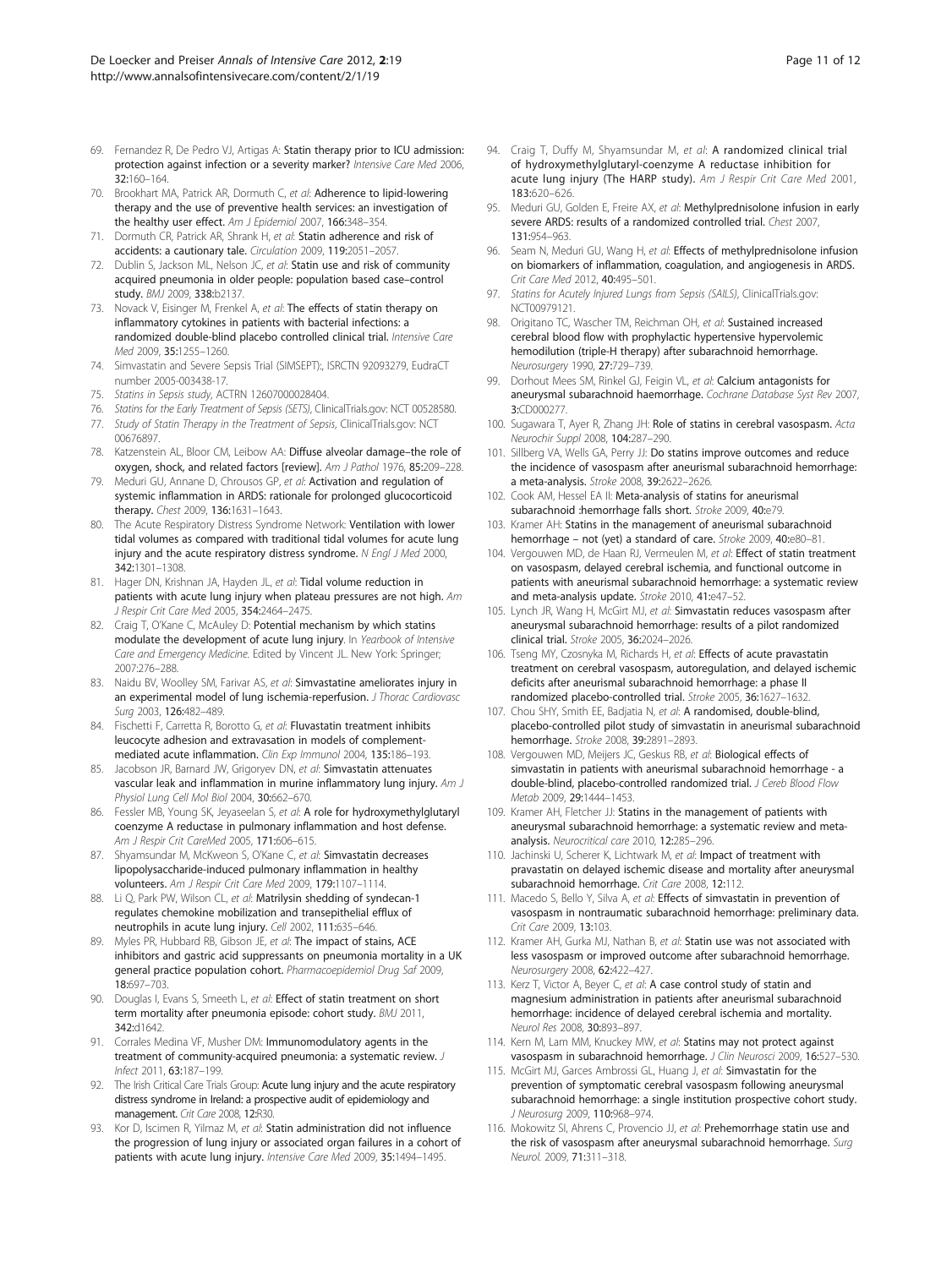69. Fernandez R, De Pedro VJ, Artigas A: **Statin therapy prior to ICU admission: protection against infection or a severity marker?** *Intensive Care Med* 2006, **32**:160–164.
70. Brookhart MA, Patrick AR, Dormuth C, *et al*: **Adherence to lipid-lowering therapy and the use of preventive health services: an investigation of the healthy user effect.** *Am J Epidemiol* 2007, **166**:348–354.
71. Dormuth CR, Patrick AR, Shrank H, *et al*: **Statin adherence and risk of accidents: a cautionary tale.** *Circulation* 2009, **119**:2051–2057.
72. Dublin S, Jackson ML, Nelson JC, *et al*: **Statin use and risk of community acquired pneumonia in older people: population based case–control study.** *BMJ* 2009, **338**:b2137.
73. Novack V, Eisinger M, Frenkel A, *et al*: **The effects of statin therapy on inflammatory cytokines in patients with bacterial infections: a randomized double-blind placebo controlled clinical trial.** *Intensive Care Med* 2009, **35**:1255–1260.
74. Simvastatin and Severe Sepsis Trial (SIMSEPT):, ISRCTN 92093279, EudraCT number 2005-003438-17.
75. *Statins in Sepsis study*, ACTRN 12607000028404.
76. *Statins for the Early Treatment of Sepsis (SETS)*, ClinicalTrials.gov: NCT 00528580.
77. *Study of Statin Therapy in the Treatment of Sepsis*, ClinicalTrials.gov: NCT 00676897.
78. Katzenstein AL, Bloor CM, Leibow AA: **Diffuse alveolar damage–the role of oxygen, shock, and related factors [review].** *Am J Pathol* 1976, **85**:209–228.
79. Meduri GU, Annane D, Chrousos GP, *et al*: **Activation and regulation of systemic inflammation in ARDS: rationale for prolonged glucocorticoid therapy.** *Chest* 2009, **136**:1631–1643.
80. The Acute Respiratory Distress Syndrome Network: **Ventilation with lower tidal volumes as compared with traditional tidal volumes for acute lung injury and the acute respiratory distress syndrome.** *N Engl J Med* 2000, **342**:1301–1308.
81. Hager DN, Krishnan JA, Hayden JL, *et al*: **Tidal volume reduction in patients with acute lung injury when plateau pressures are not high.** *Am J Respir Crit Care Med* 2005, **354**:2464–2475.
82. Craig T, O'Kane C, McAuley D: **Potential mechanism by which statins modulate the development of acute lung injury.** In *Yearbook of Intensive Care and Emergency Medicine*. Edited by Vincent JL. New York: Springer; 2007:276–288.
83. Naidu BV, Woolley SM, Farivar AS, *et al*: **Simvastatine ameliorates injury in an experimental model of lung ischemia-reperfusion.** *J Thorac Cardiovasc Surg* 2003, **126**:482–489.
84. Fischetti F, Carretta R, Borotto G, *et al*: **Fluvastatin treatment inhibits leucocyte adhesion and extravasation in models of complement-mediated acute inflammation.** *Clin Exp Immunol* 2004, **135**:186–193.
85. Jacobson JR, Barnard JW, Grigoryev DN, *et al*: **Simvastatin attenuates vascular leak and inflammation in murine inflammatory lung injury.** *Am J Physiol Lung Cell Mol Biol* 2004, **30**:662–670.
86. Fessler MB, Young SK, Jeyaseelan S, *et al*: **A role for hydroxymethylglutaryl coenzyme A reductase in pulmonary inflammation and host defense.** *Am J Respir Crit CareMed* 2005, **171**:606–615.
87. Shyamsundar M, McKweon S, O'Kane C, *et al*: **Simvastatin decreases lipopolysaccharide-induced pulmonary inflammation in healthy volunteers.** *Am J Respir Crit Care Med* 2009, **179**:1107–1114.
88. Li Q, Park PW, Wilson CL, *et al*: **Matrilysin shedding of syndecan-1 regulates chemokine mobilization and transepithelial efflux of neutrophils in acute lung injury.** *Cell* 2002, **111**:635–646.
89. Myles PR, Hubbard RB, Gibson JE, *et al*: **The impact of stains, ACE inhibitors and gastric acid suppressants on pneumonia mortality in a UK general practice population cohort.** *Pharmacoepidemiol Drug Saf* 2009, **18**:697–703.
90. Douglas I, Evans S, Smeeth L, *et al*: **Effect of statin treatment on short term mortality after pneumonia episode: cohort study.** *BMJ* 2011, **342**:d1642.
91. Corrales Medina VF, Musher DM: **Immunomodulatory agents in the treatment of community-acquired pneumonia: a systematic review.** *J Infect* 2011, **63**:187–199.
92. The Irish Critical Care Trials Group: **Acute lung injury and the acute respiratory distress syndrome in Ireland: a prospective audit of epidemiology and management.** *Crit Care* 2008, **12**:R30.
93. Kor D, Iscimen R, Yilmaz M, *et al*: **Statin administration did not influence the progression of lung injury or associated organ failures in a cohort of patients with acute lung injury.** *Intensive Care Med* 2009, **35**:1494–1495.
94. Craig T, Duffy M, Shyamsundar M, *et al*: **A randomized clinical trial of hydroxymethylglutaryl-coenzyme A reductase inhibition for acute lung injury (The HARP study).** *Am J Respir Crit Care Med* 2001, **183**:620–626.
95. Meduri GU, Golden E, Freire AX, *et al*: **Methylprednisolone infusion in early severe ARDS: results of a randomized controlled trial.** *Chest* 2007, **131**:954–963.
96. Seam N, Meduri GU, Wang H, *et al*: **Effects of methylprednisolone infusion on biomarkers of inflammation, coagulation, and angiogenesis in ARDS.** *Crit Care Med* 2012, **40**:495–501.
97. *Statins for Acutely Injured Lungs from Sepsis (SAILS)*, ClinicalTrials.gov: NCT00979121.
98. Origitano TC, Wascher TM, Reichman OH, *et al*: **Sustained increased cerebral blood flow with prophylactic hypertensive hypervolemic hemodilution (triple-H therapy) after subarachnoid hemorrhage.** *Neurosurgery* 1990, **27**:729–739.
99. Dorhout Mees SM, Rinkel GJ, Feigin VL, *et al*: **Calcium antagonists for aneurysmal subarachnoid haemorrhage.** *Cochrane Database Syst Rev* 2007, **3**:CD000277.
100. Sugawara T, Ayer R, Zhang JH: **Role of statins in cerebral vasospasm.** *Acta Neurochir Suppl* 2008, **104**:287–290.
101. Sillberg VA, Wells GA, Perry JJ: **Do statins improve outcomes and reduce the incidence of vasospasm after aneurismal subarachnoid hemorrhage: a meta-analysis.** *Stroke* 2008, **39**:2622–2626.
102. Cook AM, Hessel EA II: **Meta-analysis of statins for aneurismal subarachnoid :hemorrhage falls short.** *Stroke* 2009, **40**:e79.
103. Kramer AH: **Statins in the management of aneurismal subarachnoid hemorrhage – not (yet) a standard of care.** *Stroke* 2009, **40**:e80–81.
104. Vergouwen MD, de Haan RJ, Vermeulen M, *et al*: **Effect of statin treatment on vasospasm, delayed cerebral ischemia, and functional outcome in patients with aneurismal subarachnoid hemorrhage: a systematic review and meta-analysis update.** *Stroke* 2010, **41**:e47–52.
105. Lynch JR, Wang H, McGirt MJ, *et al*: **Simvastatin reduces vasospasm after aneurysmal subarachnoid hemorrhage: results of a pilot randomized clinical trial.** *Stroke* 2005, **36**:2024–2026.
106. Tseng MY, Czosnyka M, Richards H, *et al*: **Effects of acute pravastatin treatment on cerebral vasospasm, autoregulation, and delayed ischemic deficits after aneurismal subarachnoid hemorrhage: a phase II randomized placebo-controlled trial.** *Stroke* 2005, **36**:1627–1632.
107. Chou SHY, Smith EE, Badjatia N, *et al*: **A randomised, double-blind, placebo-controlled pilot study of simvastatin in aneurismal subarachnoid hemorrhage.** *Stroke* 2008, **39**:2891–2893.
108. Vergouwen MD, Meijers JC, Geskus RB, *et al*: **Biological effects of simvastatin in patients with aneurismal subarachnoid hemorrhage - a double-blind, placebo-controlled randomized trial.** *J Cereb Blood Flow Metab* 2009, **29**:1444–1453.
109. Kramer AH, Fletcher JJ: **Statins in the management of patients with aneurysmal subarachnoid hemorrhage: a systematic review and meta-analysis.** *Neurocritical care* 2010, **12**:285–296.
110. Jachinski U, Scherer K, Lichtwark M, *et al*: **Impact of treatment with pravastatin on delayed ischemic disease and mortality after aneurysmal subarachnoid hemorrhage.** *Crit Care* 2008, **12**:112.
111. Macedo S, Bello Y, Silva A, *et al*: **Effects of simvastatin in prevention of vasospasm in nontraumatic subarachnoid hemorrhage: preliminary data.** *Crit Care* 2009, **13**:103.
112. Kramer AH, Gurka MJ, Nathan B, *et al*: **Statin use was not associated with less vasospasm or improved outcome after subarachnoid hemorrhage.** *Neurosurgery* 2008, **62**:422–427.
113. Kerz T, Victor A, Beyer C, *et al*: **A case control study of statin and magnesium administration in patients after aneurysmal subarachnoid hemorrhage: incidence of delayed cerebral ischemia and mortality.** *Neurol Res* 2008, **30**:893–897.
114. Kern M, Lam MM, Knuckey MW, *et al*: **Statins may not protect against vasospasm in subarachnoid hemorrhage.** *J Clin Neurosci* 2009, **16**:527–530.
115. McGirt MJ, Garces Ambrossi GL, Huang J, *et al*: **Simvastatin for the prevention of symptomatic cerebral vasospasm following aneurysmal subarachnoid hemorrhage: a single institution prospective cohort study.** *J Neurosurg* 2009, **110**:968–974.
116. Mokowitz SI, Ahrens C, Provencio JJ, *et al*: **Prehemorrhage statin use and the risk of vasospasm after aneurysmal subarachnoid hemorrhage.** *Surg Neurol.* 2009, **71**:311–318.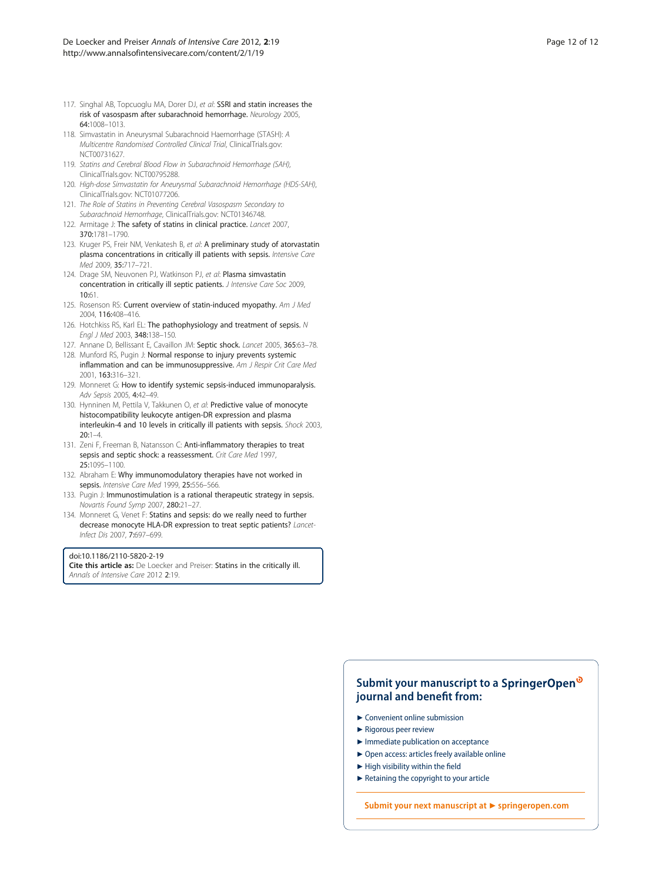117. Singhal AB, Topcuoglu MA, Dorer DJ, *et al*: **SSRI and statin increases the risk of vasospasm after subarachnoid hemorrhage.** *Neurology* 2005, **64**:1008–1013.
118. Simvastatin in Aneurysmal Subarachnoid Haemorrhage (STASH): *A Multicentre Randomised Controlled Clinical Trial*, ClinicalTrials.gov: NCT00731627.
119. *Statins and Cerebral Blood Flow in Subarachnoid Hemorrhage (SAH)*, ClinicalTrials.gov: NCT00795288.
120. *High-dose Simvastatin for Aneurysmal Subarachnoid Hemorrhage (HDS-SAH)*, ClinicalTrials.gov: NCT01077206.
121. *The Role of Statins in Preventing Cerebral Vasospasm Secondary to Subarachnoid Hemorrhage*, ClinicalTrials.gov: NCT01346748.
122. Armitage J: **The safety of statins in clinical practice.** *Lancet* 2007, **370**:1781–1790.
123. Kruger PS, Freir NM, Venkatesh B, *et al*: **A preliminary study of atorvastatin plasma concentrations in critically ill patients with sepsis.** *Intensive Care Med* 2009, **35:**717–721.
124. Drage SM, Neuvonen PJ, Watkinson PJ, *et al*: **Plasma simvastatin concentration in critically ill septic patients.** *J Intensive Care Soc* 2009, **10:**61.
125. Rosenson RS: **Current overview of statin-induced myopathy.** *Am J Med* 2004, **116:**408–416.
126. Hotchkiss RS, Karl EL: **The pathophysiology and treatment of sepsis.** *N Engl J Med* 2003, **348:**138–150.
127. Annane D, Bellissant E, Cavaillon JM: **Septic shock.** *Lancet* 2005, **365**:63–78.
128. Munford RS, Pugin J: **Normal response to injury prevents systemic inflammation and can be immunosuppressive.** *Am J Respir Crit Care Med* 2001, **163:**316–321.
129. Monneret G: **How to identify systemic sepsis-induced immunoparalysis.** *Adv Sepsis* 2005, **4:**42–49.
130. Hynninen M, Pettila V, Takkunen O, *et al*: **Predictive value of monocyte histocompatibility leukocyte antigen-DR expression and plasma interleukin-4 and 10 levels in critically ill patients with sepsis.** *Shock* 2003, **20:**1–4.
131. Zeni F, Freeman B, Natansson C: **Anti-inflammatory therapies to treat sepsis and septic shock: a reassessment.** *Crit Care Med* 1997, **25:**1095–1100.
132. Abraham E: **Why immunomodulatory therapies have not worked in sepsis.** *Intensive Care Med* 1999, **25:**556–566.
133. Pugin J: **Immunostimulation is a rational therapeutic strategy in sepsis.** *Novartis Found Symp* 2007, **280:**21–27.
134. Monneret G, Venet F: **Statins and sepsis: do we really need to further decrease monocyte HLA-DR expression to treat septic patients?** *Lancet-Infect Dis* 2007, **7:**697–699.

doi:10.1186/2110-5820-2-19
**Cite this article as:** De Loecker and Preiser: **Statins in the critically ill.** *Annals of Intensive Care* 2012 **2**:19.

**Submit your manuscript to a SpringerOpen journal and benefit from:**

- ► Convenient online submission
- ► Rigorous peer review
- ► Immediate publication on acceptance
- ► Open access: articles freely available online
- ► High visibility within the field
- ► Retaining the copyright to your article

**Submit your next manuscript at ► springeropen.com**